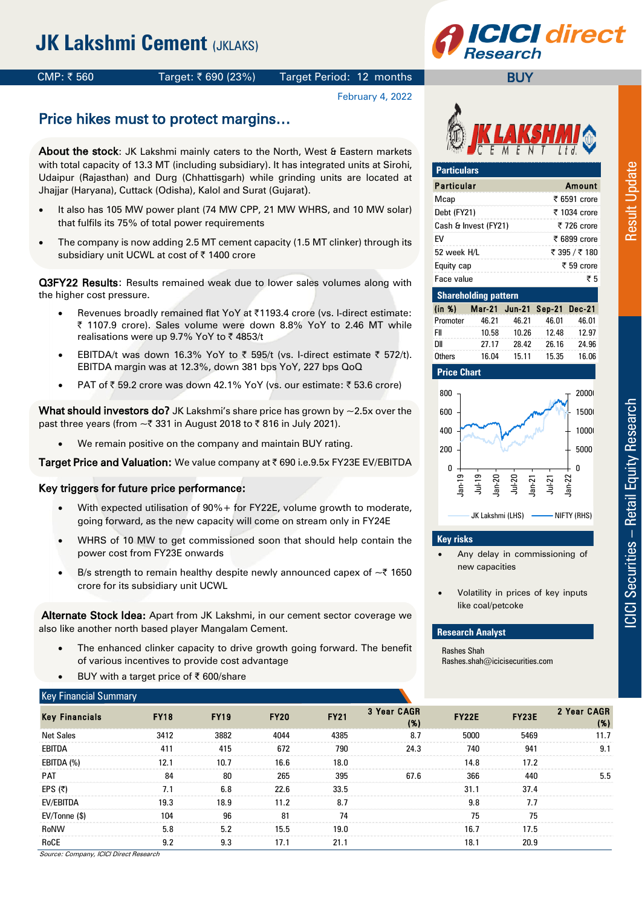# JK Lakshmi Cement (JKLAKS)

CMP: ₹ 560 | Target: ₹ 690 (23%) | Target Period: 12 months | BUY

February 4, 2022

## Price hikes must to protect margins…

**About the stock**: JK Lakshmi mainly caters to the North, West & Eastern markets with total capacity of 13.3 MT (including subsidiary). It has integrated units at Sirohi, Udaipur (Rajasthan) and Durg (Chhattisgarh) while grinding units are located at Jhajjar (Haryana), Cuttack (Odisha), Kalol and Surat (Gujarat).

- It also has 105 MW power plant (74 MW CPP, 21 MW WHRS, and 10 MW solar) that fulfils its 75% of total power requirements
- The company is now adding 2.5 MT cement capacity (1.5 MT clinker) through its subsidiary unit UCWL at cost of ₹ 1400 crore

**Q3FY22 Results**: Results remained weak due to lower sales volumes along with the higher cost pressure.

- Revenues broadly remained flat YoY at ₹1193.4 crore (vs. I-direct estimate: ₹ 1107.9 crore). Sales volume were down 8.8% YoY to 2.46 MT while realisations were up 9.7% YoY to ₹ 4853/t
- EBITDA/t was down 16.3% YoY to ₹ 595/t (vs. I-direct estimate ₹ 572/t). EBITDA margin was at 12.3%, down 381 bps YoY, 227 bps QoQ
- PAT of ₹ 59.2 crore was down 42.1% YoY (vs. our estimate: ₹ 53.6 crore)

**What should investors do?** JK Lakshmi's share price has grown by ~2.5x over the past three years (from ~₹ 331 in August 2018 to ₹ 816 in July 2021).

- We remain positive on the company and maintain BUY rating.

**Target Price and Valuation:** We value company at ₹ 690 i.e.9.5x FY23E EV/EBITDA

**Key triggers for future price performance:**

- With expected utilisation of 90%+ for FY22E, volume growth to moderate, going forward, as the new capacity will come on stream only in FY24E
- WHRS of 10 MW to get commissioned soon that should help contain the power cost from FY23E onwards
- B/s strength to remain healthy despite newly announced capex of ~₹ 1650 crore for its subsidiary unit UCWL

**Alternate Stock Idea:** Apart from JK Lakshmi, in our cement sector coverage we also like another north based player Mangalam Cement.

- The enhanced clinker capacity to drive growth going forward. The benefit of various incentives to provide cost advantage
- BUY with a target price of ₹ 600/share

### Particulars

| Particular | Amount |
|---|---|
| Mcap | ₹ 6591 crore |
| Debt (FY21) | ₹ 1034 crore |
| Cash & Invest (FY21) | ₹ 726 crore |
| EV | ₹ 6899 crore |
| 52 week H/L | ₹ 395 / ₹ 180 |
| Equity cap | ₹ 59 crore |
| Face value | ₹ 5 |

### Shareholding pattern

| (in %) | Mar-21 | Jun-21 | Sep-21 | Dec-21 |
|---|---|---|---|---|
| Promoter | 46.21 | 46.21 | 46.01 | 46.01 |
| FII | 10.58 | 10.26 | 12.48 | 12.97 |
| DII | 27.17 | 28.42 | 26.16 | 24.96 |
| Others | 16.04 | 15.11 | 15.35 | 16.06 |

### Price Chart

(JK Lakshmi (LHS) vs NIFTY (RHS), Jan-19 to Jan-22)

### Key risks

- Any delay in commissioning of new capacities
- Volatility in prices of key inputs like coal/petcoke

### Research Analyst

Rashes Shah
Rashes.shah@icicisecurities.com

### Key Financial Summary

| Key Financials | FY18 | FY19 | FY20 | FY21 | 3 Year CAGR (%) | FY22E | FY23E | 2 Year CAGR (%) |
|---|---|---|---|---|---|---|---|---|
| Net Sales | 3412 | 3882 | 4044 | 4385 | 8.7 | 5000 | 5469 | 11.7 |
| EBITDA | 411 | 415 | 672 | 790 | 24.3 | 740 | 941 | 9.1 |
| EBITDA (%) | 12.1 | 10.7 | 16.6 | 18.0 | | 14.8 | 17.2 | |
| PAT | 84 | 80 | 265 | 395 | 67.6 | 366 | 440 | 5.5 |
| EPS (₹) | 7.1 | 6.8 | 22.6 | 33.5 | | 31.1 | 37.4 | |
| EV/EBITDA | 19.3 | 18.9 | 11.2 | 8.7 | | 9.8 | 7.7 | |
| EV/Tonne ($) | 104 | 96 | 81 | 74 | | 75 | 75 | |
| RoNW | 5.8 | 5.2 | 15.5 | 19.0 | | 16.7 | 17.5 | |
| RoCE | 9.2 | 9.3 | 17.1 | 21.1 | | 18.1 | 20.9 | |

*Source: Company, ICICI Direct Research*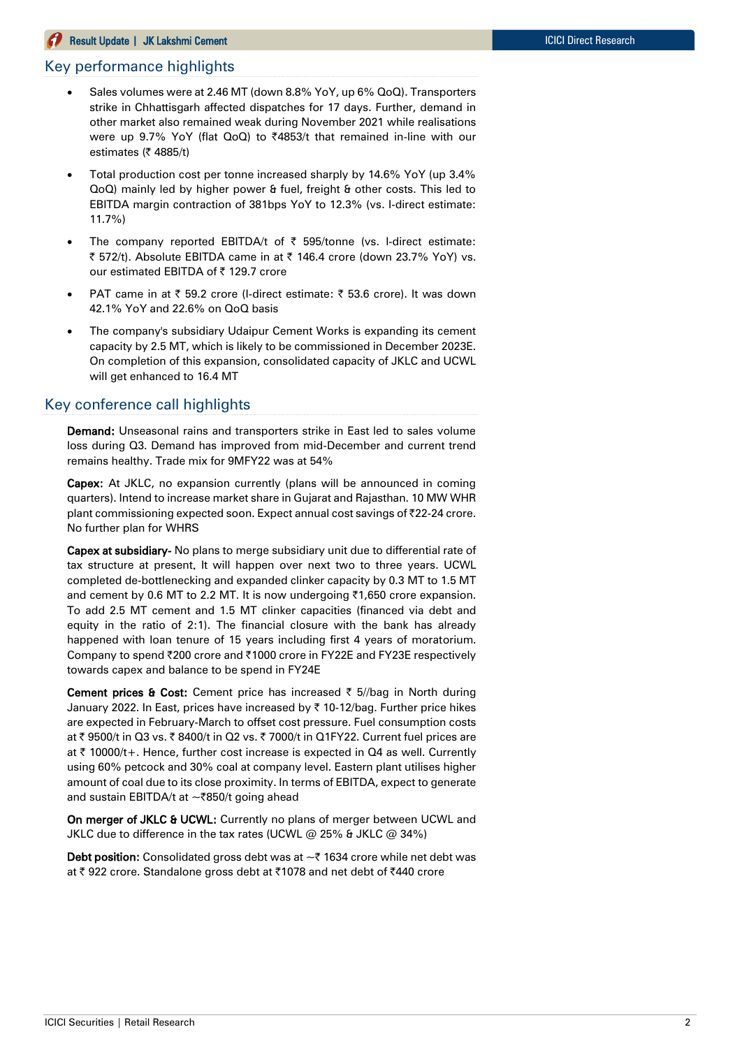## Key performance highlights

- Sales volumes were at 2.46 MT (down 8.8% YoY, up 6% QoQ). Transporters strike in Chhattisgarh affected dispatches for 17 days. Further, demand in other market also remained weak during November 2021 while realisations were up 9.7% YoY (flat QoQ) to ₹4853/t that remained in-line with our estimates (₹ 4885/t)
- Total production cost per tonne increased sharply by 14.6% YoY (up 3.4% QoQ) mainly led by higher power & fuel, freight & other costs. This led to EBITDA margin contraction of 381bps YoY to 12.3% (vs. I-direct estimate: 11.7%)
- The company reported EBITDA/t of ₹ 595/tonne (vs. I-direct estimate: ₹ 572/t). Absolute EBITDA came in at ₹ 146.4 crore (down 23.7% YoY) vs. our estimated EBITDA of ₹ 129.7 crore
- PAT came in at ₹ 59.2 crore (I-direct estimate: ₹ 53.6 crore). It was down 42.1% YoY and 22.6% on QoQ basis
- The company's subsidiary Udaipur Cement Works is expanding its cement capacity by 2.5 MT, which is likely to be commissioned in December 2023E. On completion of this expansion, consolidated capacity of JKLC and UCWL will get enhanced to 16.4 MT

## Key conference call highlights

**Demand:** Unseasonal rains and transporters strike in East led to sales volume loss during Q3. Demand has improved from mid-December and current trend remains healthy. Trade mix for 9MFY22 was at 54%

**Capex:** At JKLC, no expansion currently (plans will be announced in coming quarters). Intend to increase market share in Gujarat and Rajasthan. 10 MW WHR plant commissioning expected soon. Expect annual cost savings of ₹22-24 crore. No further plan for WHRS

**Capex at subsidiary-** No plans to merge subsidiary unit due to differential rate of tax structure at present. It will happen over next two to three years. UCWL completed de-bottlenecking and expanded clinker capacity by 0.3 MT to 1.5 MT and cement by 0.6 MT to 2.2 MT. It is now undergoing ₹1,650 crore expansion. To add 2.5 MT cement and 1.5 MT clinker capacities (financed via debt and equity in the ratio of 2:1). The financial closure with the bank has already happened with loan tenure of 15 years including first 4 years of moratorium. Company to spend ₹200 crore and ₹1000 crore in FY22E and FY23E respectively towards capex and balance to be spend in FY24E

**Cement prices & Cost:** Cement price has increased ₹ 5//bag in North during January 2022. In East, prices have increased by ₹ 10-12/bag. Further price hikes are expected in February-March to offset cost pressure. Fuel consumption costs at ₹ 9500/t in Q3 vs. ₹ 8400/t in Q2 vs. ₹ 7000/t in Q1FY22. Current fuel prices are at ₹ 10000/t+. Hence, further cost increase is expected in Q4 as well. Currently using 60% petcock and 30% coal at company level. Eastern plant utilises higher amount of coal due to its close proximity. In terms of EBITDA, expect to generate and sustain EBITDA/t at ~₹850/t going ahead

**On merger of JKLC & UCWL:** Currently no plans of merger between UCWL and JKLC due to difference in the tax rates (UCWL @ 25% & JKLC @ 34%)

**Debt position:** Consolidated gross debt was at ~₹ 1634 crore while net debt was at ₹ 922 crore. Standalone gross debt at ₹1078 and net debt of ₹440 crore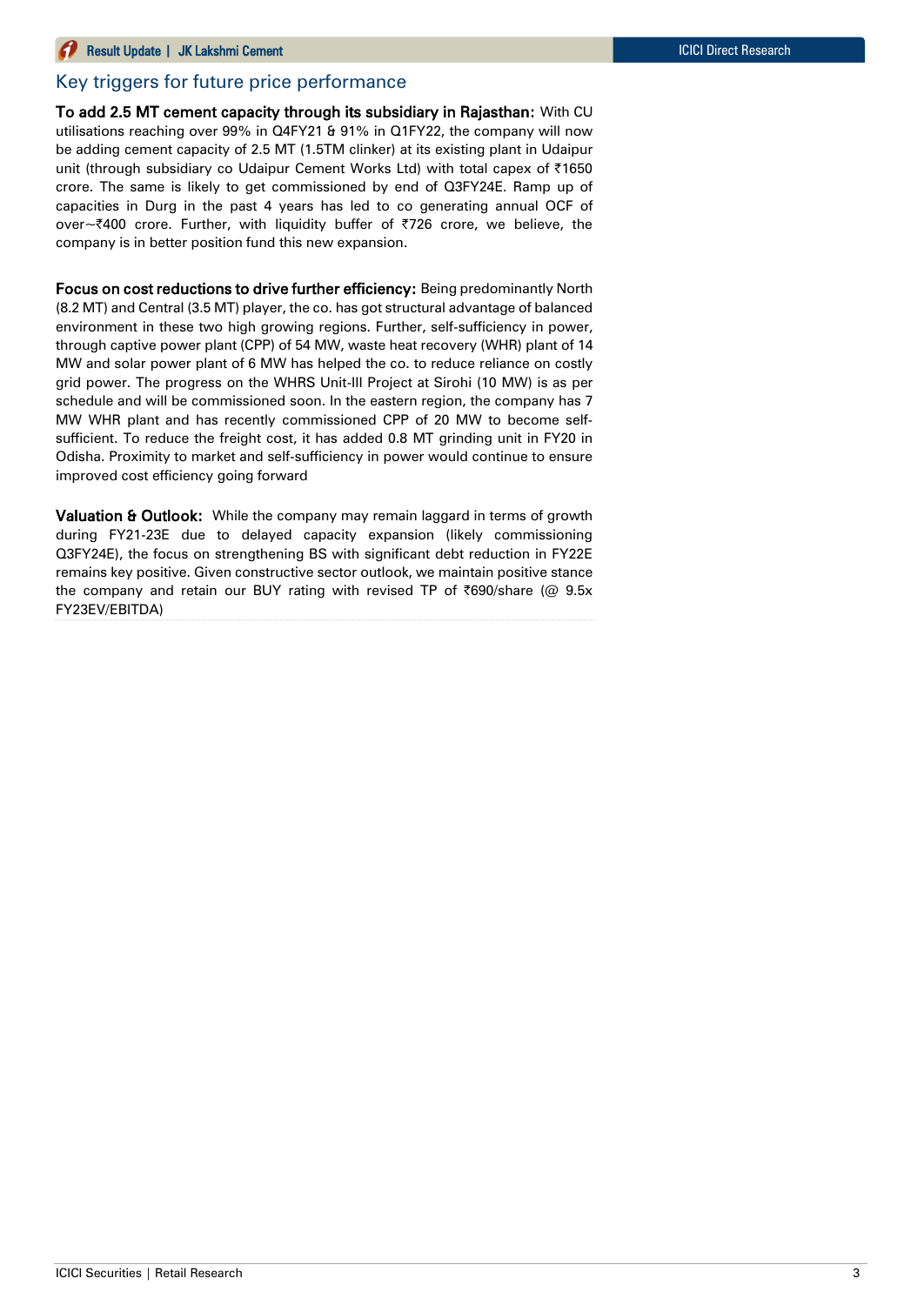## Key triggers for future price performance

**To add 2.5 MT cement capacity through its subsidiary in Rajasthan:** With CU utilisations reaching over 99% in Q4FY21 & 91% in Q1FY22, the company will now be adding cement capacity of 2.5 MT (1.5TM clinker) at its existing plant in Udaipur unit (through subsidiary co Udaipur Cement Works Ltd) with total capex of ₹1650 crore. The same is likely to get commissioned by end of Q3FY24E. Ramp up of capacities in Durg in the past 4 years has led to co generating annual OCF of over~₹400 crore. Further, with liquidity buffer of ₹726 crore, we believe, the company is in better position fund this new expansion.

**Focus on cost reductions to drive further efficiency:** Being predominantly North (8.2 MT) and Central (3.5 MT) player, the co. has got structural advantage of balanced environment in these two high growing regions. Further, self-sufficiency in power, through captive power plant (CPP) of 54 MW, waste heat recovery (WHR) plant of 14 MW and solar power plant of 6 MW has helped the co. to reduce reliance on costly grid power. The progress on the WHRS Unit-III Project at Sirohi (10 MW) is as per schedule and will be commissioned soon. In the eastern region, the company has 7 MW WHR plant and has recently commissioned CPP of 20 MW to become self-sufficient. To reduce the freight cost, it has added 0.8 MT grinding unit in FY20 in Odisha. Proximity to market and self-sufficiency in power would continue to ensure improved cost efficiency going forward

**Valuation & Outlook:** While the company may remain laggard in terms of growth during FY21-23E due to delayed capacity expansion (likely commissioning Q3FY24E), the focus on strengthening BS with significant debt reduction in FY22E remains key positive. Given constructive sector outlook, we maintain positive stance the company and retain our BUY rating with revised TP of ₹690/share (@ 9.5x FY23EV/EBITDA)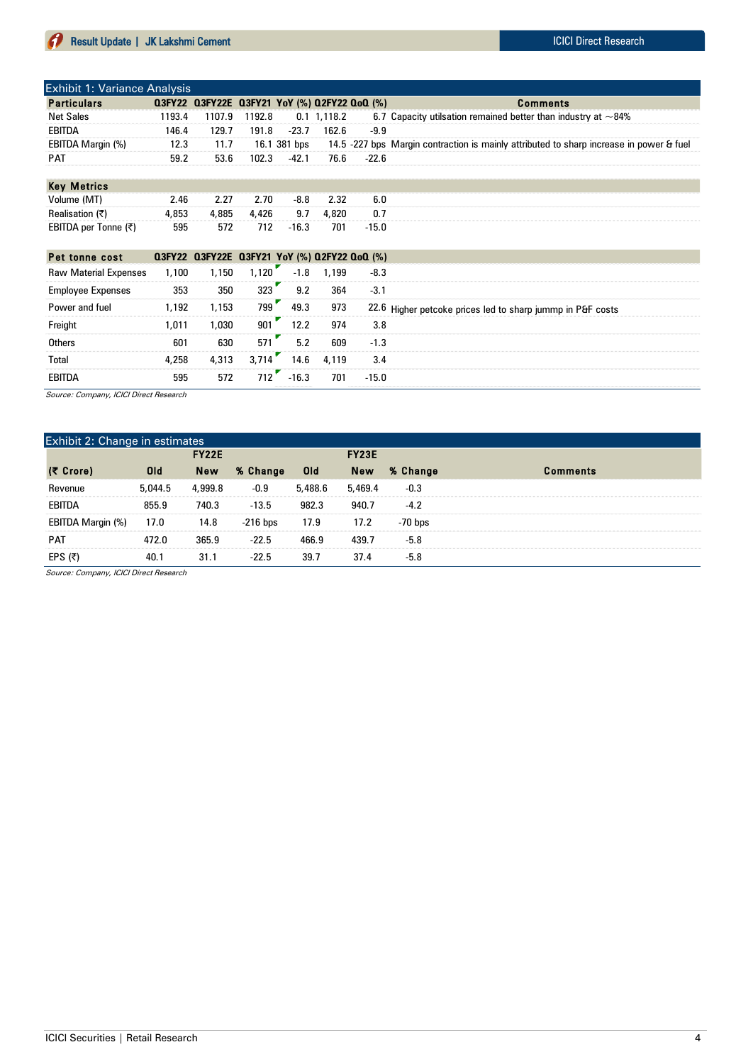## Exhibit 1: Variance Analysis

| Particulars | Q3FY22 | Q3FY22E | Q3FY21 | YoY (%) | Q2FY22 | QoQ (%) | Comments |
|---|---|---|---|---|---|---|---|
| Net Sales | 1193.4 | 1107.9 | 1192.8 | 0.1 | 1,118.2 | 6.7 | Capacity utilsation remained better than industry at ~84% |
| EBITDA | 146.4 | 129.7 | 191.8 | -23.7 | 162.6 | -9.9 | |
| EBITDA Margin (%) | 12.3 | 11.7 | 16.1 | 381 bps | 14.5 | -227 bps | Margin contraction is mainly attributed to sharp increase in power & fuel |
| PAT | 59.2 | 53.6 | 102.3 | -42.1 | 76.6 | -22.6 | |
| **Key Metrics** | | | | | | | |
| Volume (MT) | 2.46 | 2.27 | 2.70 | -8.8 | 2.32 | 6.0 | |
| Realisation (₹) | 4,853 | 4,885 | 4,426 | 9.7 | 4,820 | 0.7 | |
| EBITDA per Tonne (₹) | 595 | 572 | 712 | -16.3 | 701 | -15.0 | |
| **Pet tonne cost** | **Q3FY22** | **Q3FY22E** | **Q3FY21** | **YoY (%)** | **Q2FY22** | **QoQ (%)** | |
| Raw Material Expenses | 1,100 | 1,150 | 1,120 | -1.8 | 1,199 | -8.3 | |
| Employee Expenses | 353 | 350 | 323 | 9.2 | 364 | -3.1 | |
| Power and fuel | 1,192 | 1,153 | 799 | 49.3 | 973 | 22.6 | Higher petcoke prices led to sharp jummp in P&F costs |
| Freight | 1,011 | 1,030 | 901 | 12.2 | 974 | 3.8 | |
| Others | 601 | 630 | 571 | 5.2 | 609 | -1.3 | |
| Total | 4,258 | 4,313 | 3,714 | 14.6 | 4,119 | 3.4 | |
| EBITDA | 595 | 572 | 712 | -16.3 | 701 | -15.0 | |

*Source: Company, ICICI Direct Research*

## Exhibit 2: Change in estimates

| | FY22E | | | FY23E | | | |
|---|---|---|---|---|---|---|---|
| (₹ Crore) | Old | New | % Change | Old | New | % Change | Comments |
| Revenue | 5,044.5 | 4,999.8 | -0.9 | 5,488.6 | 5,469.4 | -0.3 | |
| EBITDA | 855.9 | 740.3 | -13.5 | 982.3 | 940.7 | -4.2 | |
| EBITDA Margin (%) | 17.0 | 14.8 | -216 bps | 17.9 | 17.2 | -70 bps | |
| PAT | 472.0 | 365.9 | -22.5 | 466.9 | 439.7 | -5.8 | |
| EPS (₹) | 40.1 | 31.1 | -22.5 | 39.7 | 37.4 | -5.8 | |

*Source: Company, ICICI Direct Research*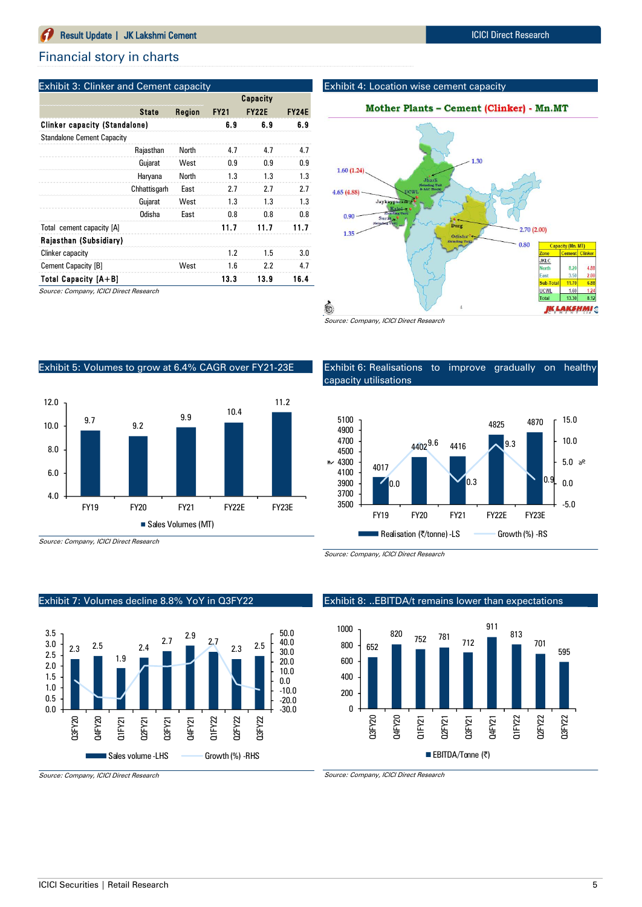## Financial story in charts

### Exhibit 3: Clinker and Cement capacity

| State | Region | FY21 | FY22E | FY24E |
|---|---|---|---|---|
| | | Capacity | | |
| **Clinker capacity (Standalone)** | | **6.9** | **6.9** | **6.9** |
| Standalone Cement Capacity | | | | |
| Rajasthan | North | 4.7 | 4.7 | 4.7 |
| Gujarat | West | 0.9 | 0.9 | 0.9 |
| Haryana | North | 1.3 | 1.3 | 1.3 |
| Chhattisgarh | East | 2.7 | 2.7 | 2.7 |
| Gujarat | West | 1.3 | 1.3 | 1.3 |
| Odisha | East | 0.8 | 0.8 | 0.8 |
| Total cement capacity [A] | | **11.7** | **11.7** | **11.7** |
| **Rajasthan (Subsidiary)** | | | | |
| Clinker capacity | | 1.2 | 1.5 | 3.0 |
| Cement Capacity [B] | West | 1.6 | 2.2 | 4.7 |
| **Total Capacity [A+B]** | | **13.3** | **13.9** | **16.4** |

*Source: Company, ICICI Direct Research*

### Exhibit 4: Location wise cement capacity

Mother Plants – Cement (Clinker) - Mn.MT

Map labels: 1.30; 1.60 (1.24); 4.65 (4.88); 0.90; 1.35; 2.70 (2.00); 0.80; Jhajjar (Grinding Unit & AAC Block); UCWL; Jaykaypuram; Kalol (Grinding Unit); Surat (Grinding Unit); Durg; Odisha (Grinding Unit)

| Zone | Cement | Clinker |
|---|---|---|
| JKLC | | |
| North | 8.20 | 4.88 |
| East | 3.50 | 2.00 |
| Sub-Total | 11.70 | 6.88 |
| UCWL | 1.60 | 1.24 |
| Total | 13.30 | 8.12 |

*Source: Company, ICICI Direct Research*

### Exhibit 5: Volumes to grow at 6.4% CAGR over FY21-23E

| | FY19 | FY20 | FY21 | FY22E | FY23E |
|---|---|---|---|---|---|
| Sales Volumes (MT) | 9.7 | 9.2 | 9.9 | 10.4 | 11.2 |

*Source: Company, ICICI Direct Research*

### Exhibit 6: Realisations to improve gradually on healthy capacity utilisations

| | FY19 | FY20 | FY21 | FY22E | FY23E |
|---|---|---|---|---|---|
| Realisation (₹/tonne) -LS | 4017 | 4402 | 4416 | 4825 | 4870 |
| Growth (%) -RS | 0.0 | 9.6 | 0.3 | 9.3 | 0.9 |

*Source: Company, ICICI Direct Research*

### Exhibit 7: Volumes decline 8.8% YoY in Q3FY22

| | Q3FY20 | Q4FY20 | Q1FY21 | Q2FY21 | Q3FY21 | Q4FY21 | Q1FY22 | Q2FY22 | Q3FY22 |
|---|---|---|---|---|---|---|---|---|---|
| Sales volume -LHS | 2.3 | 2.5 | 1.9 | 2.4 | 2.7 | 2.9 | 2.7 | 2.3 | 2.5 |

Growth (%) -RHS

*Source: Company, ICICI Direct Research*

### Exhibit 8: ..EBITDA/t remains lower than expectations

| | Q3FY20 | Q4FY20 | Q1FY21 | Q2FY21 | Q3FY21 | Q4FY21 | Q1FY22 | Q2FY22 | Q3FY22 |
|---|---|---|---|---|---|---|---|---|---|
| EBITDA/Tonne (₹) | 652 | 820 | 752 | 781 | 712 | 911 | 813 | 701 | 595 |

*Source: Company, ICICI Direct Research*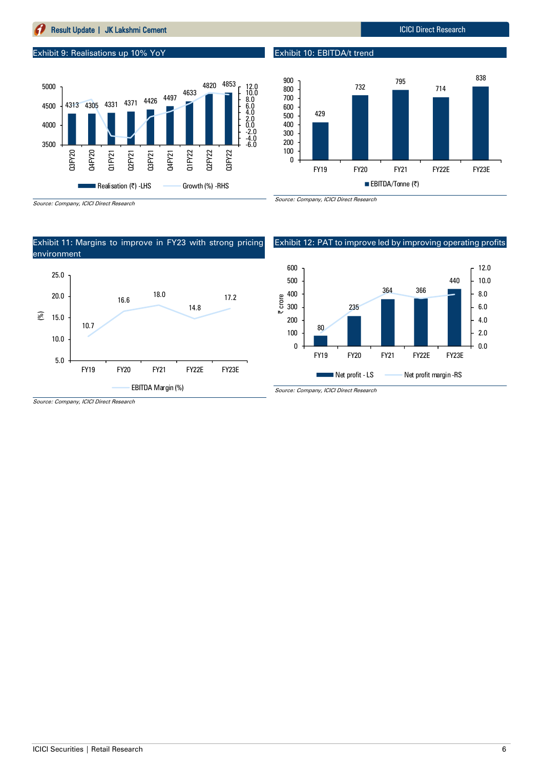### Exhibit 9: Realisations up 10% YoY

| Quarter | Realisation (₹) -LHS |
|---|---|
| Q3FY20 | 4313 |
| Q4FY20 | 4305 |
| Q1FY21 | 4331 |
| Q2FY21 | 4371 |
| Q3FY21 | 4426 |
| Q4FY21 | 4497 |
| Q1FY22 | 4633 |
| Q2FY22 | 4820 |
| Q3FY22 | 4853 |

Realisation (₹) -LHS; Growth (%) -RHS

*Source: Company, ICICI Direct Research*

### Exhibit 10: EBITDA/t trend

| Year | EBITDA/Tonne (₹) |
|---|---|
| FY19 | 429 |
| FY20 | 732 |
| FY21 | 795 |
| FY22E | 714 |
| FY23E | 838 |

*Source: Company, ICICI Direct Research*

### Exhibit 11: Margins to improve in FY23 with strong pricing environment

| Year | EBITDA Margin (%) |
|---|---|
| FY19 | 10.7 |
| FY20 | 16.6 |
| FY21 | 18.0 |
| FY22E | 14.8 |
| FY23E | 17.2 |

*Source: Company, ICICI Direct Research*

### Exhibit 12: PAT to improve led by improving operating profits

| Year | Net profit - LS (₹ crore) |
|---|---|
| FY19 | 80 |
| FY20 | 235 |
| FY21 | 364 |
| FY22E | 366 |
| FY23E | 440 |

Net profit - LS; Net profit margin -RS

*Source: Company, ICICI Direct Research*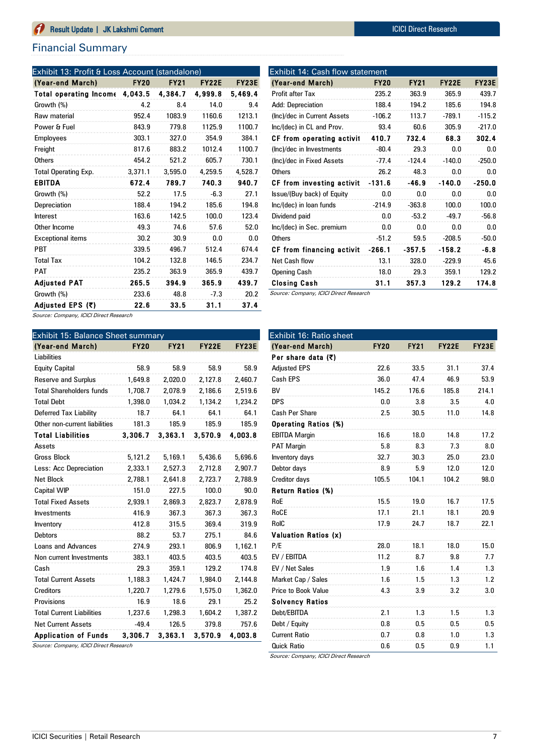## Financial Summary

**Exhibit 13: Profit & Loss Account (standalone)**

| (Year-end March) | FY20 | FY21 | FY22E | FY23E |
|---|---|---|---|---|
| **Total operating Income** | **4,043.5** | **4,384.7** | **4,999.8** | **5,469.4** |
| Growth (%) | 4.2 | 8.4 | 14.0 | 9.4 |
| Raw material | 952.4 | 1083.9 | 1160.6 | 1213.1 |
| Power & Fuel | 843.9 | 779.8 | 1125.9 | 1100.7 |
| Employees | 303.1 | 327.0 | 354.9 | 384.1 |
| Freight | 817.6 | 883.2 | 1012.4 | 1100.7 |
| Others | 454.2 | 521.2 | 605.7 | 730.1 |
| Total Operating Exp. | 3,371.1 | 3,595.0 | 4,259.5 | 4,528.7 |
| **EBITDA** | **672.4** | **789.7** | **740.3** | **940.7** |
| Growth (%) | 52.2 | 17.5 | -6.3 | 27.1 |
| Depreciation | 188.4 | 194.2 | 185.6 | 194.8 |
| Interest | 163.6 | 142.5 | 100.0 | 123.4 |
| Other Income | 49.3 | 74.6 | 57.6 | 52.0 |
| Exceptional items | 30.2 | 30.9 | 0.0 | 0.0 |
| PBT | 339.5 | 496.7 | 512.4 | 674.4 |
| Total Tax | 104.2 | 132.8 | 146.5 | 234.7 |
| PAT | 235.2 | 363.9 | 365.9 | 439.7 |
| **Adjusted PAT** | **265.5** | **394.9** | **365.9** | **439.7** |
| Growth (%) | 233.6 | 48.8 | -7.3 | 20.2 |
| **Adjusted EPS (₹)** | **22.6** | **33.5** | **31.1** | **37.4** |

*Source: Company, ICICI Direct Research*

**Exhibit 14: Cash flow statement**

| (Year-end March) | FY20 | FY21 | FY22E | FY23E |
|---|---|---|---|---|
| Profit after Tax | 235.2 | 363.9 | 365.9 | 439.7 |
| Add: Depreciation | 188.4 | 194.2 | 185.6 | 194.8 |
| (Inc)/dec in Current Assets | -106.2 | 113.7 | -789.1 | -115.2 |
| Inc/(dec) in CL and Prov. | 93.4 | 60.6 | 305.9 | -217.0 |
| **CF from operating activities** | **410.7** | **732.4** | **68.3** | **302.4** |
| (Inc)/dec in Investments | -80.4 | 29.3 | 0.0 | 0.0 |
| (Inc)/dec in Fixed Assets | -77.4 | -124.4 | -140.0 | -250.0 |
| Others | 26.2 | 48.3 | 0.0 | 0.0 |
| **CF from investing activities** | **-131.6** | **-46.9** | **-140.0** | **-250.0** |
| Issue/(Buy back) of Equity | 0.0 | 0.0 | 0.0 | 0.0 |
| Inc/(dec) in loan funds | -214.9 | -363.8 | 100.0 | 100.0 |
| Dividend paid | 0.0 | -53.2 | -49.7 | -56.8 |
| Inc/(dec) in Sec. premium | 0.0 | 0.0 | 0.0 | 0.0 |
| Others | -51.2 | 59.5 | -208.5 | -50.0 |
| **CF from financing activities** | **-266.1** | **-357.5** | **-158.2** | **-6.8** |
| Net Cash flow | 13.1 | 328.0 | -229.9 | 45.6 |
| Opening Cash | 18.0 | 29.3 | 359.1 | 129.2 |
| **Closing Cash** | **31.1** | **357.3** | **129.2** | **174.8** |

*Source: Company, ICICI Direct Research*

**Exhibit 15: Balance Sheet summary**

| (Year-end March) | FY20 | FY21 | FY22E | FY23E |
|---|---|---|---|---|
| Liabilities | | | | |
| Equity Capital | 58.9 | 58.9 | 58.9 | 58.9 |
| Reserve and Surplus | 1,649.8 | 2,020.0 | 2,127.8 | 2,460.7 |
| Total Shareholders funds | 1,708.7 | 2,078.9 | 2,186.6 | 2,519.6 |
| Total Debt | 1,398.0 | 1,034.2 | 1,134.2 | 1,234.2 |
| Deferred Tax Liability | 18.7 | 64.1 | 64.1 | 64.1 |
| Other non-current liabilities | 181.3 | 185.9 | 185.9 | 185.9 |
| **Total Liabilities** | **3,306.7** | **3,363.1** | **3,570.9** | **4,003.8** |
| Assets | | | | |
| Gross Block | 5,121.2 | 5,169.1 | 5,436.6 | 5,696.6 |
| Less: Acc Depreciation | 2,333.1 | 2,527.3 | 2,712.8 | 2,907.7 |
| Net Block | 2,788.1 | 2,641.8 | 2,723.7 | 2,788.9 |
| Capital WIP | 151.0 | 227.5 | 100.0 | 90.0 |
| Total Fixed Assets | 2,939.1 | 2,869.3 | 2,823.7 | 2,878.9 |
| Investments | 416.9 | 367.3 | 367.3 | 367.3 |
| Inventory | 412.8 | 315.5 | 369.4 | 319.9 |
| Debtors | 88.2 | 53.7 | 275.1 | 84.6 |
| Loans and Advances | 274.9 | 293.1 | 806.9 | 1,162.1 |
| Non current Investments | 383.1 | 403.5 | 403.5 | 403.5 |
| Cash | 29.3 | 359.1 | 129.2 | 174.8 |
| Total Current Assets | 1,188.3 | 1,424.7 | 1,984.0 | 2,144.8 |
| Creditors | 1,220.7 | 1,279.6 | 1,575.0 | 1,362.0 |
| Provisions | 16.9 | 18.6 | 29.1 | 25.2 |
| Total Current Liabilities | 1,237.6 | 1,298.3 | 1,604.2 | 1,387.2 |
| Net Current Assets | -49.4 | 126.5 | 379.8 | 757.6 |
| **Application of Funds** | **3,306.7** | **3,363.1** | **3,570.9** | **4,003.8** |

*Source: Company, ICICI Direct Research*

**Exhibit 16: Ratio sheet**

| (Year-end March) | FY20 | FY21 | FY22E | FY23E |
|---|---|---|---|---|
| **Per share data (₹)** | | | | |
| Adjusted EPS | 22.6 | 33.5 | 31.1 | 37.4 |
| Cash EPS | 36.0 | 47.4 | 46.9 | 53.9 |
| BV | 145.2 | 176.6 | 185.8 | 214.1 |
| DPS | 0.0 | 3.8 | 3.5 | 4.0 |
| Cash Per Share | 2.5 | 30.5 | 11.0 | 14.8 |
| **Operating Ratios (%)** | | | | |
| EBITDA Margin | 16.6 | 18.0 | 14.8 | 17.2 |
| PAT Margin | 5.8 | 8.3 | 7.3 | 8.0 |
| Inventory days | 32.7 | 30.3 | 25.0 | 23.0 |
| Debtor days | 8.9 | 5.9 | 12.0 | 12.0 |
| Creditor days | 105.5 | 104.1 | 104.2 | 98.0 |
| **Return Ratios (%)** | | | | |
| RoE | 15.5 | 19.0 | 16.7 | 17.5 |
| RoCE | 17.1 | 21.1 | 18.1 | 20.9 |
| RoIC | 17.9 | 24.7 | 18.7 | 22.1 |
| **Valuation Ratios (x)** | | | | |
| P/E | 28.0 | 18.1 | 18.0 | 15.0 |
| EV / EBITDA | 11.2 | 8.7 | 9.8 | 7.7 |
| EV / Net Sales | 1.9 | 1.6 | 1.4 | 1.3 |
| Market Cap / Sales | 1.6 | 1.5 | 1.3 | 1.2 |
| Price to Book Value | 4.3 | 3.9 | 3.2 | 3.0 |
| **Solvency Ratios** | | | | |
| Debt/EBITDA | 2.1 | 1.3 | 1.5 | 1.3 |
| Debt / Equity | 0.8 | 0.5 | 0.5 | 0.5 |
| Current Ratio | 0.7 | 0.8 | 1.0 | 1.3 |
| Quick Ratio | 0.6 | 0.5 | 0.9 | 1.1 |

*Source: Company, ICICI Direct Research*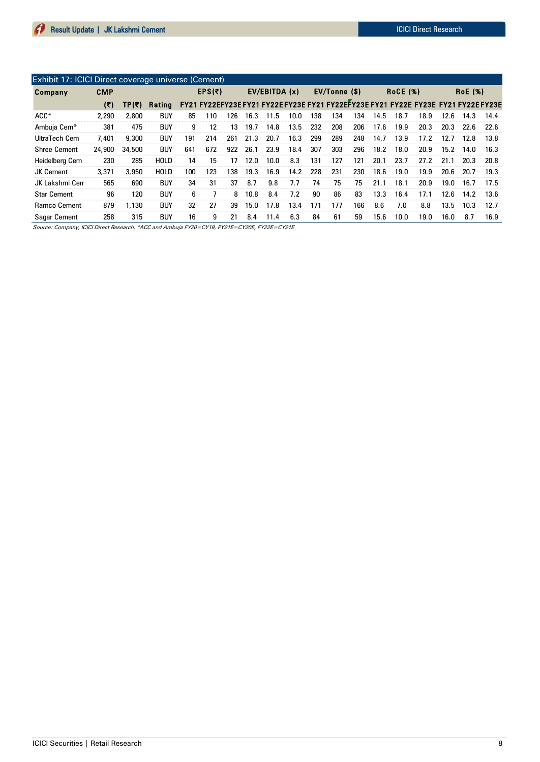Exhibit 17: ICICI Direct coverage universe (Cement)

| Company | CMP | | | EPS(₹) | | | EV/EBITDA (x) | | | EV/Tonne ($) | | | RoCE (%) | | | RoE (%) | | |
|---|---|---|---|---|---|---|---|---|---|---|---|---|---|---|---|---|---|---|
| | (₹) | TP(₹) | Rating | FY21 | FY22E | FY23E | FY21 | FY22E | FY23E | FY21 | FY22E | FY23E | FY21 | FY22E | FY23E | FY21 | FY22E | FY23E |
| ACC* | 2,290 | 2,800 | BUY | 85 | 110 | 126 | 16.3 | 11.5 | 10.0 | 138 | 134 | 134 | 14.5 | 18.7 | 18.9 | 12.6 | 14.3 | 14.4 |
| Ambuja Cem* | 381 | 475 | BUY | 9 | 12 | 13 | 19.7 | 14.8 | 13.5 | 232 | 208 | 206 | 17.6 | 19.9 | 20.3 | 20.3 | 22.6 | 22.6 |
| UltraTech Cem | 7,401 | 9,300 | BUY | 191 | 214 | 261 | 21.3 | 20.7 | 16.3 | 299 | 289 | 248 | 14.7 | 13.9 | 17.2 | 12.7 | 12.8 | 13.8 |
| Shree Cement | 24,900 | 34,500 | BUY | 641 | 672 | 922 | 26.1 | 23.9 | 18.4 | 307 | 303 | 296 | 18.2 | 18.0 | 20.9 | 15.2 | 14.0 | 16.3 |
| Heidelberg Cem | 230 | 285 | HOLD | 14 | 15 | 17 | 12.0 | 10.0 | 8.3 | 131 | 127 | 121 | 20.1 | 23.7 | 27.2 | 21.1 | 20.3 | 20.8 |
| JK Cement | 3,371 | 3,950 | HOLD | 100 | 123 | 138 | 19.3 | 16.9 | 14.2 | 228 | 231 | 230 | 18.6 | 19.0 | 19.9 | 20.6 | 20.7 | 19.3 |
| JK Lakshmi Cem | 565 | 690 | BUY | 34 | 31 | 37 | 8.7 | 9.8 | 7.7 | 74 | 75 | 75 | 21.1 | 18.1 | 20.9 | 19.0 | 16.7 | 17.5 |
| Star Cement | 96 | 120 | BUY | 6 | 7 | 8 | 10.8 | 8.4 | 7.2 | 90 | 86 | 83 | 13.3 | 16.4 | 17.1 | 12.6 | 14.2 | 13.6 |
| Ramco Cement | 879 | 1,130 | BUY | 32 | 27 | 39 | 15.0 | 17.8 | 13.4 | 171 | 177 | 166 | 8.6 | 7.0 | 8.8 | 13.5 | 10.3 | 12.7 |
| Sagar Cement | 258 | 315 | BUY | 16 | 9 | 21 | 8.4 | 11.4 | 6.3 | 84 | 61 | 59 | 15.6 | 10.0 | 19.0 | 16.0 | 8.7 | 16.9 |

*Source: Company, ICICI Direct Research, *ACC and Ambuja FY20=CY19, FY21E=CY20E, FY22E=CY21E*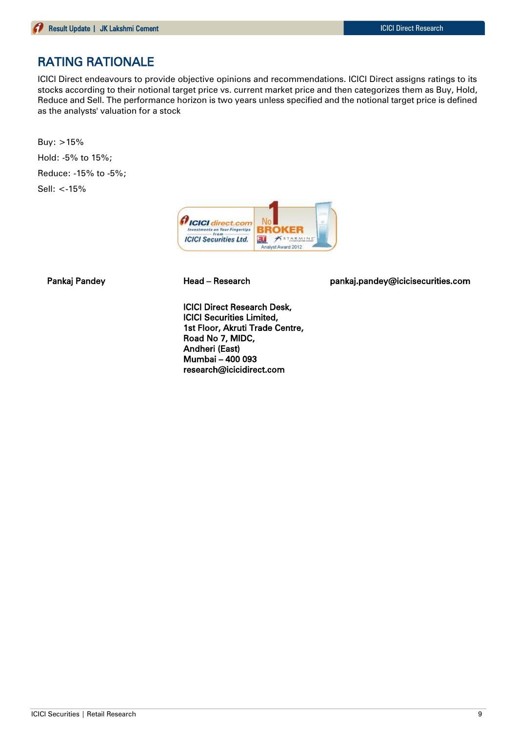## RATING RATIONALE

ICICI Direct endeavours to provide objective opinions and recommendations. ICICI Direct assigns ratings to its stocks according to their notional target price vs. current market price and then categorizes them as Buy, Hold, Reduce and Sell. The performance horizon is two years unless specified and the notional target price is defined as the analysts' valuation for a stock

Buy: >15%

Hold: -5% to 15%;

Reduce: -15% to -5%;

Sell: <-15%

**Pankaj Pandey** **Head – Research** **pankaj.pandey@icicisecurities.com**

**ICICI Direct Research Desk,**
**ICICI Securities Limited,**
**1st Floor, Akruti Trade Centre,**
**Road No 7, MIDC,**
**Andheri (East)**
**Mumbai – 400 093**
**research@icicidirect.com**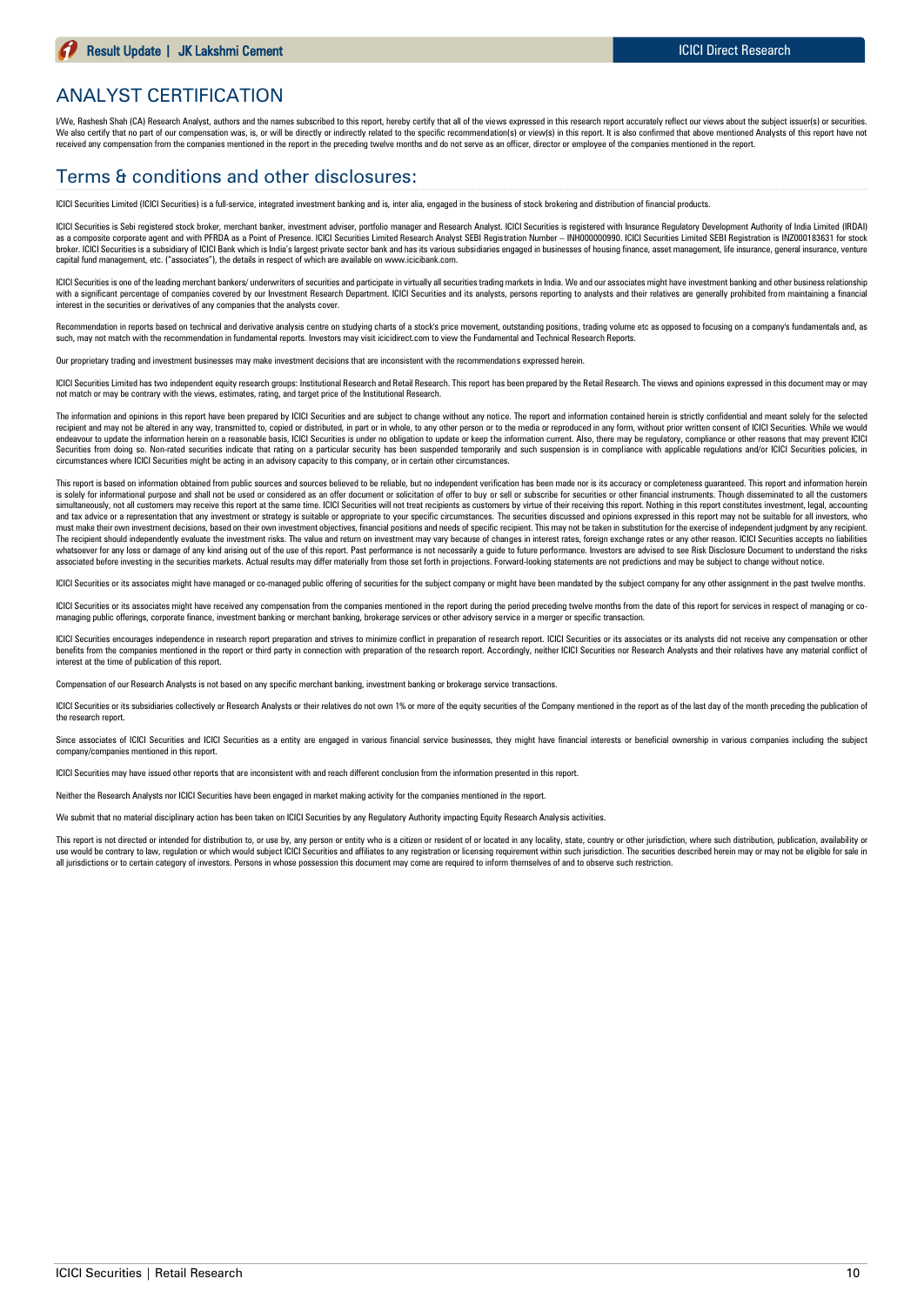# ANALYST CERTIFICATION

I/We, Rashesh Shah (CA) Research Analyst, authors and the names subscribed to this report, hereby certify that all of the views expressed in this research report accurately reflect our views about the subject issuer(s) or securities. We also certify that no part of our compensation was, is, or will be directly or indirectly related to the specific recommendation(s) or view(s) in this report. It is also confirmed that above mentioned Analysts of this report have not received any compensation from the companies mentioned in the report in the preceding twelve months and do not serve as an officer, director or employee of the companies mentioned in the report.

# Terms & conditions and other disclosures:

ICICI Securities Limited (ICICI Securities) is a full-service, integrated investment banking and is, inter alia, engaged in the business of stock brokering and distribution of financial products.

ICICI Securities is Sebi registered stock broker, merchant banker, investment adviser, portfolio manager and Research Analyst. ICICI Securities is registered with Insurance Regulatory Development Authority of India Limited (IRDAI) as a composite corporate agent and with PFRDA as a Point of Presence. ICICI Securities Limited Research Analyst SEBI Registration Number – INH000000990. ICICI Securities Limited SEBI Registration is INZ000183631 for stock broker. ICICI Securities is a subsidiary of ICICI Bank which is India's largest private sector bank and has its various subsidiaries engaged in businesses of housing finance, asset management, life insurance, general insurance, venture capital fund management, etc. ("associates"), the details in respect of which are available on www.icicibank.com.

ICICI Securities is one of the leading merchant bankers/ underwriters of securities and participate in virtually all securities trading markets in India. We and our associates might have investment banking and other business relationship with a significant percentage of companies covered by our Investment Research Department. ICICI Securities and its analysts, persons reporting to analysts and their relatives are generally prohibited from maintaining a financial interest in the securities or derivatives of any companies that the analysts cover.

Recommendation in reports based on technical and derivative analysis centre on studying charts of a stock's price movement, outstanding positions, trading volume etc as opposed to focusing on a company's fundamentals and, as such, may not match with the recommendation in fundamental reports. Investors may visit icicidirect.com to view the Fundamental and Technical Research Reports.

Our proprietary trading and investment businesses may make investment decisions that are inconsistent with the recommendations expressed herein.

ICICI Securities Limited has two independent equity research groups: Institutional Research and Retail Research. This report has been prepared by the Retail Research. The views and opinions expressed in this document may or may not match or may be contrary with the views, estimates, rating, and target price of the Institutional Research.

The information and opinions in this report have been prepared by ICICI Securities and are subject to change without any notice. The report and information contained herein is strictly confidential and meant solely for the selected recipient and may not be altered in any way, transmitted to, copied or distributed, in part or in whole, to any other person or to the media or reproduced in any form, without prior written consent of ICICI Securities. While we would endeavour to update the information herein on a reasonable basis, ICICI Securities is under no obligation to update or keep the information current. Also, there may be regulatory, compliance or other reasons that may prevent ICICI Securities from doing so. Non-rated securities indicate that rating on a particular security has been suspended temporarily and such suspension is in compliance with applicable regulations and/or ICICI Securities policies, in circumstances where ICICI Securities might be acting in an advisory capacity to this company, or in certain other circumstances.

This report is based on information obtained from public sources and sources believed to be reliable, but no independent verification has been made nor is its accuracy or completeness guaranteed. This report and information herein is solely for informational purpose and shall not be used or considered as an offer document or solicitation of offer to buy or sell or subscribe for securities or other financial instruments. Though disseminated to all the customers simultaneously, not all customers may receive this report at the same time. ICICI Securities will not treat recipients as customers by virtue of their receiving this report. Nothing in this report constitutes investment, legal, accounting and tax advice or a representation that any investment or strategy is suitable or appropriate to your specific circumstances. The securities discussed and opinions expressed in this report may not be suitable for all investors, who must make their own investment decisions, based on their own investment objectives, financial positions and needs of specific recipient. This may not be taken in substitution for the exercise of independent judgment by any recipient. The recipient should independently evaluate the investment risks. The value and return on investment may vary because of changes in interest rates, foreign exchange rates or any other reason. ICICI Securities accepts no liabilities whatsoever for any loss or damage of any kind arising out of the use of this report. Past performance is not necessarily a guide to future performance. Investors are advised to see Risk Disclosure Document to understand the risks associated before investing in the securities markets. Actual results may differ materially from those set forth in projections. Forward-looking statements are not predictions and may be subject to change without notice.

ICICI Securities or its associates might have managed or co-managed public offering of securities for the subject company or might have been mandated by the subject company for any other assignment in the past twelve months.

ICICI Securities or its associates might have received any compensation from the companies mentioned in the report during the period preceding twelve months from the date of this report for services in respect of managing or co-managing public offerings, corporate finance, investment banking or merchant banking, brokerage services or other advisory service in a merger or specific transaction.

ICICI Securities encourages independence in research report preparation and strives to minimize conflict in preparation of research report. ICICI Securities or its associates or its analysts did not receive any compensation or other benefits from the companies mentioned in the report or third party in connection with preparation of the research report. Accordingly, neither ICICI Securities nor Research Analysts and their relatives have any material conflict of interest at the time of publication of this report.

Compensation of our Research Analysts is not based on any specific merchant banking, investment banking or brokerage service transactions.

ICICI Securities or its subsidiaries collectively or Research Analysts or their relatives do not own 1% or more of the equity securities of the Company mentioned in the report as of the last day of the month preceding the publication of the research report.

Since associates of ICICI Securities and ICICI Securities as a entity are engaged in various financial service businesses, they might have financial interests or beneficial ownership in various companies including the subject company/companies mentioned in this report.

ICICI Securities may have issued other reports that are inconsistent with and reach different conclusion from the information presented in this report.

Neither the Research Analysts nor ICICI Securities have been engaged in market making activity for the companies mentioned in the report.

We submit that no material disciplinary action has been taken on ICICI Securities by any Regulatory Authority impacting Equity Research Analysis activities.

This report is not directed or intended for distribution to, or use by, any person or entity who is a citizen or resident of or located in any locality, state, country or other jurisdiction, where such distribution, publication, availability or use would be contrary to law, regulation or which would subject ICICI Securities and affiliates to any registration or licensing requirement within such jurisdiction. The securities described herein may or may not be eligible for sale in all jurisdictions or to certain category of investors. Persons in whose possession this document may come are required to inform themselves of and to observe such restriction.